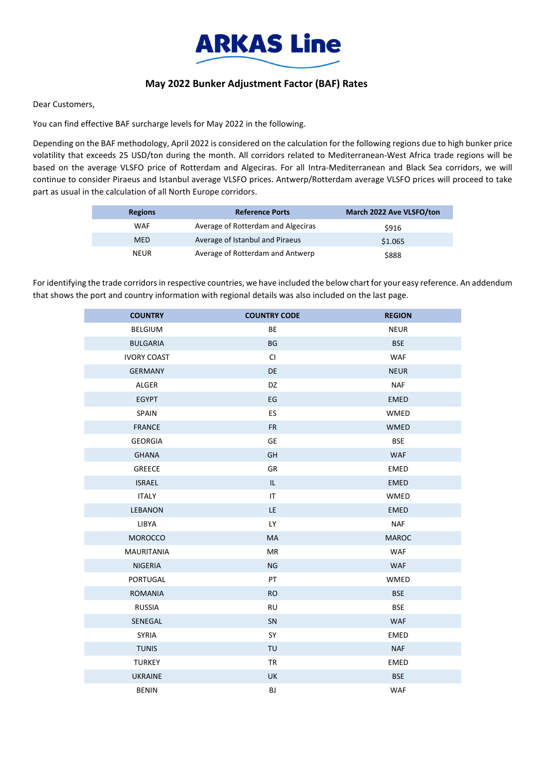# ARKAS Line

## May 2022 Bunker Adjustment Factor (BAF) Rates

Dear Customers,

You can find effective BAF surcharge levels for May 2022 in the following.

Depending on the BAF methodology, April 2022 is considered on the calculation for the following regions due to high bunker price volatility that exceeds 25 USD/ton during the month. All corridors related to Mediterranean-West Africa trade regions will be based on the average VLSFO price of Rotterdam and Algeciras. For all Intra-Mediterranean and Black Sea corridors, we will continue to consider Piraeus and Istanbul average VLSFO prices. Antwerp/Rotterdam average VLSFO prices will proceed to take part as usual in the calculation of all North Europe corridors.

| Regions | Reference Ports | March 2022 Ave VLSFO/ton |
|---|---|---|
| WAF | Average of Rotterdam and Algeciras | $916 |
| MED | Average of Istanbul and Piraeus | $1.065 |
| NEUR | Average of Rotterdam and Antwerp | $888 |

For identifying the trade corridors in respective countries, we have included the below chart for your easy reference. An addendum that shows the port and country information with regional details was also included on the last page.

| COUNTRY | COUNTRY CODE | REGION |
|---|---|---|
| BELGIUM | BE | NEUR |
| BULGARIA | BG | BSE |
| IVORY COAST | CI | WAF |
| GERMANY | DE | NEUR |
| ALGER | DZ | NAF |
| EGYPT | EG | EMED |
| SPAIN | ES | WMED |
| FRANCE | FR | WMED |
| GEORGIA | GE | BSE |
| GHANA | GH | WAF |
| GREECE | GR | EMED |
| ISRAEL | IL | EMED |
| ITALY | IT | WMED |
| LEBANON | LE | EMED |
| LIBYA | LY | NAF |
| MOROCCO | MA | MAROC |
| MAURITANIA | MR | WAF |
| NIGERIA | NG | WAF |
| PORTUGAL | PT | WMED |
| ROMANIA | RO | BSE |
| RUSSIA | RU | BSE |
| SENEGAL | SN | WAF |
| SYRIA | SY | EMED |
| TUNIS | TU | NAF |
| TURKEY | TR | EMED |
| UKRAINE | UK | BSE |
| BENIN | BJ | WAF |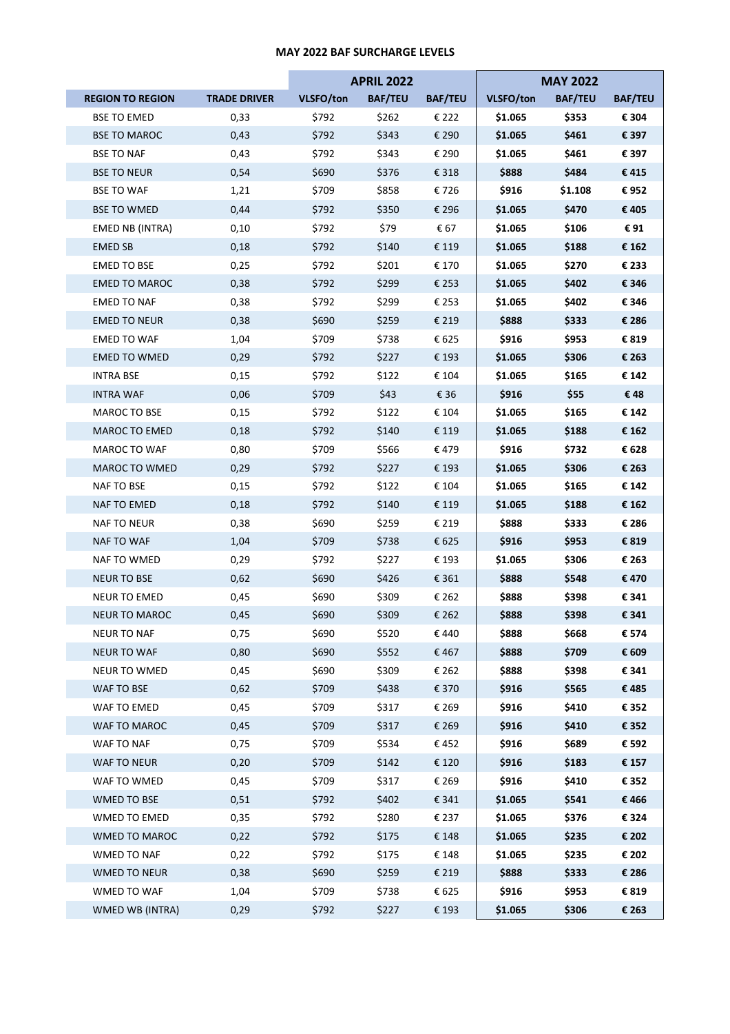### MAY 2022 BAF SURCHARGE LEVELS

| REGION TO REGION | TRADE DRIVER | APRIL 2022 | | | MAY 2022 | | |
|---|---|---|---|---|---|---|---|
| | | VLSFO/ton | BAF/TEU | BAF/TEU | VLSFO/ton | BAF/TEU | BAF/TEU |
| BSE TO EMED | 0,33 | $792 | $262 | € 222 | **$1.065** | **$353** | **€ 304** |
| BSE TO MAROC | 0,43 | $792 | $343 | € 290 | **$1.065** | **$461** | **€ 397** |
| BSE TO NAF | 0,43 | $792 | $343 | € 290 | **$1.065** | **$461** | **€ 397** |
| BSE TO NEUR | 0,54 | $690 | $376 | € 318 | **$888** | **$484** | **€ 415** |
| BSE TO WAF | 1,21 | $709 | $858 | € 726 | **$916** | **$1.108** | **€ 952** |
| BSE TO WMED | 0,44 | $792 | $350 | € 296 | **$1.065** | **$470** | **€ 405** |
| EMED NB (INTRA) | 0,10 | $792 | $79 | € 67 | **$1.065** | **$106** | **€ 91** |
| EMED SB | 0,18 | $792 | $140 | € 119 | **$1.065** | **$188** | **€ 162** |
| EMED TO BSE | 0,25 | $792 | $201 | € 170 | **$1.065** | **$270** | **€ 233** |
| EMED TO MAROC | 0,38 | $792 | $299 | € 253 | **$1.065** | **$402** | **€ 346** |
| EMED TO NAF | 0,38 | $792 | $299 | € 253 | **$1.065** | **$402** | **€ 346** |
| EMED TO NEUR | 0,38 | $690 | $259 | € 219 | **$888** | **$333** | **€ 286** |
| EMED TO WAF | 1,04 | $709 | $738 | € 625 | **$916** | **$953** | **€ 819** |
| EMED TO WMED | 0,29 | $792 | $227 | € 193 | **$1.065** | **$306** | **€ 263** |
| INTRA BSE | 0,15 | $792 | $122 | € 104 | **$1.065** | **$165** | **€ 142** |
| INTRA WAF | 0,06 | $709 | $43 | € 36 | **$916** | **$55** | **€ 48** |
| MAROC TO BSE | 0,15 | $792 | $122 | € 104 | **$1.065** | **$165** | **€ 142** |
| MAROC TO EMED | 0,18 | $792 | $140 | € 119 | **$1.065** | **$188** | **€ 162** |
| MAROC TO WAF | 0,80 | $709 | $566 | € 479 | **$916** | **$732** | **€ 628** |
| MAROC TO WMED | 0,29 | $792 | $227 | € 193 | **$1.065** | **$306** | **€ 263** |
| NAF TO BSE | 0,15 | $792 | $122 | € 104 | **$1.065** | **$165** | **€ 142** |
| NAF TO EMED | 0,18 | $792 | $140 | € 119 | **$1.065** | **$188** | **€ 162** |
| NAF TO NEUR | 0,38 | $690 | $259 | € 219 | **$888** | **$333** | **€ 286** |
| NAF TO WAF | 1,04 | $709 | $738 | € 625 | **$916** | **$953** | **€ 819** |
| NAF TO WMED | 0,29 | $792 | $227 | € 193 | **$1.065** | **$306** | **€ 263** |
| NEUR TO BSE | 0,62 | $690 | $426 | € 361 | **$888** | **$548** | **€ 470** |
| NEUR TO EMED | 0,45 | $690 | $309 | € 262 | **$888** | **$398** | **€ 341** |
| NEUR TO MAROC | 0,45 | $690 | $309 | € 262 | **$888** | **$398** | **€ 341** |
| NEUR TO NAF | 0,75 | $690 | $520 | € 440 | **$888** | **$668** | **€ 574** |
| NEUR TO WAF | 0,80 | $690 | $552 | € 467 | **$888** | **$709** | **€ 609** |
| NEUR TO WMED | 0,45 | $690 | $309 | € 262 | **$888** | **$398** | **€ 341** |
| WAF TO BSE | 0,62 | $709 | $438 | € 370 | **$916** | **$565** | **€ 485** |
| WAF TO EMED | 0,45 | $709 | $317 | € 269 | **$916** | **$410** | **€ 352** |
| WAF TO MAROC | 0,45 | $709 | $317 | € 269 | **$916** | **$410** | **€ 352** |
| WAF TO NAF | 0,75 | $709 | $534 | € 452 | **$916** | **$689** | **€ 592** |
| WAF TO NEUR | 0,20 | $709 | $142 | € 120 | **$916** | **$183** | **€ 157** |
| WAF TO WMED | 0,45 | $709 | $317 | € 269 | **$916** | **$410** | **€ 352** |
| WMED TO BSE | 0,51 | $792 | $402 | € 341 | **$1.065** | **$541** | **€ 466** |
| WMED TO EMED | 0,35 | $792 | $280 | € 237 | **$1.065** | **$376** | **€ 324** |
| WMED TO MAROC | 0,22 | $792 | $175 | € 148 | **$1.065** | **$235** | **€ 202** |
| WMED TO NAF | 0,22 | $792 | $175 | € 148 | **$1.065** | **$235** | **€ 202** |
| WMED TO NEUR | 0,38 | $690 | $259 | € 219 | **$888** | **$333** | **€ 286** |
| WMED TO WAF | 1,04 | $709 | $738 | € 625 | **$916** | **$953** | **€ 819** |
| WMED WB (INTRA) | 0,29 | $792 | $227 | € 193 | **$1.065** | **$306** | **€ 263** |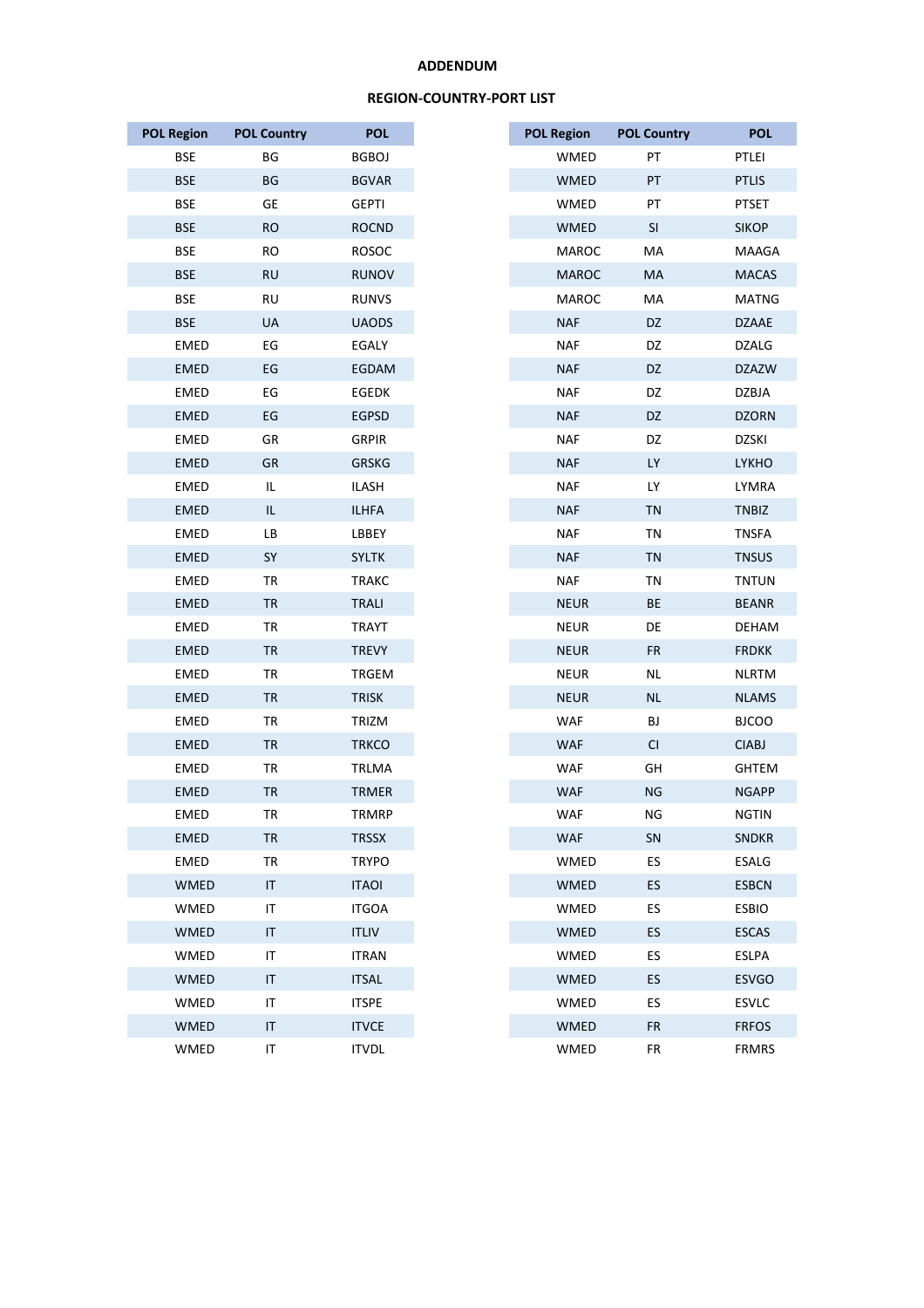**ADDENDUM**

**REGION-COUNTRY-PORT LIST**

| POL Region | POL Country | POL |
|---|---|---|
| BSE | BG | BGBOJ |
| BSE | BG | BGVAR |
| BSE | GE | GEPTI |
| BSE | RO | ROCND |
| BSE | RO | ROSOC |
| BSE | RU | RUNOV |
| BSE | RU | RUNVS |
| BSE | UA | UAODS |
| EMED | EG | EGALY |
| EMED | EG | EGDAM |
| EMED | EG | EGEDK |
| EMED | EG | EGPSD |
| EMED | GR | GRPIR |
| EMED | GR | GRSKG |
| EMED | IL | ILASH |
| EMED | IL | ILHFA |
| EMED | LB | LBBEY |
| EMED | SY | SYLTK |
| EMED | TR | TRAKC |
| EMED | TR | TRALI |
| EMED | TR | TRAYT |
| EMED | TR | TREVY |
| EMED | TR | TRGEM |
| EMED | TR | TRISK |
| EMED | TR | TRIZM |
| EMED | TR | TRKCO |
| EMED | TR | TRLMA |
| EMED | TR | TRMER |
| EMED | TR | TRMRP |
| EMED | TR | TRSSX |
| EMED | TR | TRYPO |
| WMED | IT | ITAOI |
| WMED | IT | ITGOA |
| WMED | IT | ITLIV |
| WMED | IT | ITRAN |
| WMED | IT | ITSAL |
| WMED | IT | ITSPE |
| WMED | IT | ITVCE |
| WMED | IT | ITVDL |
| WMED | PT | PTLEI |
| WMED | PT | PTLIS |
| WMED | PT | PTSET |
| WMED | SI | SIKOP |
| MAROC | MA | MAAGA |
| MAROC | MA | MACAS |
| MAROC | MA | MATNG |
| NAF | DZ | DZAAE |
| NAF | DZ | DZALG |
| NAF | DZ | DZAZW |
| NAF | DZ | DZBJA |
| NAF | DZ | DZORN |
| NAF | DZ | DZSKI |
| NAF | LY | LYKHO |
| NAF | LY | LYMRA |
| NAF | TN | TNBIZ |
| NAF | TN | TNSFA |
| NAF | TN | TNSUS |
| NAF | TN | TNTUN |
| NEUR | BE | BEANR |
| NEUR | DE | DEHAM |
| NEUR | FR | FRDKK |
| NEUR | NL | NLRTM |
| NEUR | NL | NLAMS |
| WAF | BJ | BJCOO |
| WAF | CI | CIABJ |
| WAF | GH | GHTEM |
| WAF | NG | NGAPP |
| WAF | NG | NGTIN |
| WAF | SN | SNDKR |
| WMED | ES | ESALG |
| WMED | ES | ESBCN |
| WMED | ES | ESBIO |
| WMED | ES | ESCAS |
| WMED | ES | ESLPA |
| WMED | ES | ESVGO |
| WMED | ES | ESVLC |
| WMED | FR | FRFOS |
| WMED | FR | FRMRS |